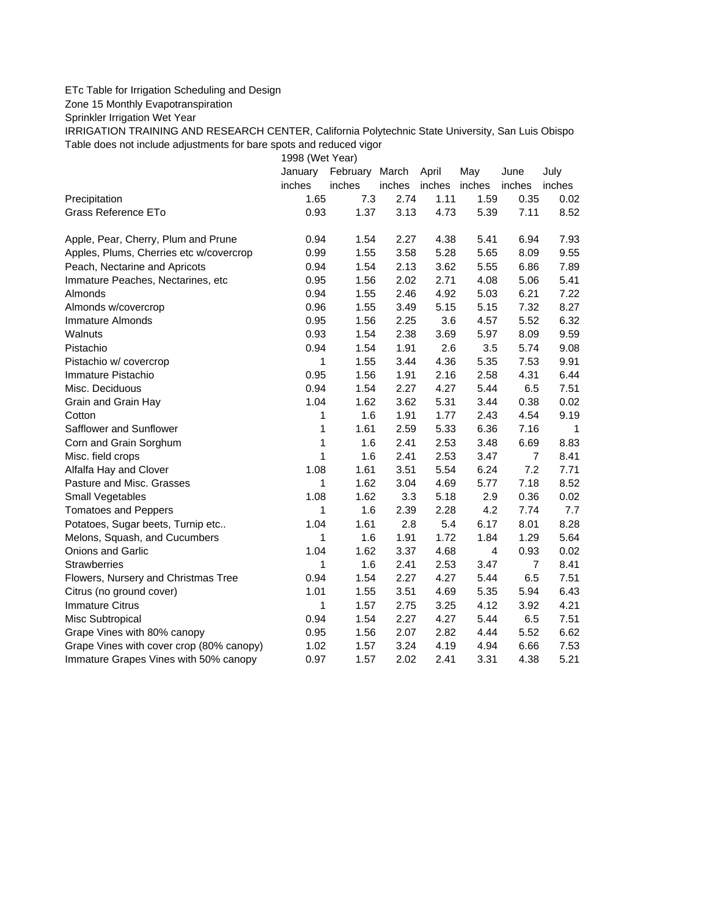ETc Table for Irrigation Scheduling and Design

Zone 15 Monthly Evapotranspiration

Sprinkler Irrigation Wet Year

IRRIGATION TRAINING AND RESEARCH CENTER, California Polytechnic State University, San Luis Obispo

Table does not include adjustments for bare spots and reduced vigor

| | 1998 (Wet Year) | | | | | | |
|---|---|---|---|---|---|---|---|
| | January | February | March | April | May | June | July |
| | inches | inches | inches | inches | inches | inches | inches |
| Precipitation | 1.65 | 7.3 | 2.74 | 1.11 | 1.59 | 0.35 | 0.02 |
| Grass Reference ETo | 0.93 | 1.37 | 3.13 | 4.73 | 5.39 | 7.11 | 8.52 |
| Apple, Pear, Cherry, Plum and Prune | 0.94 | 1.54 | 2.27 | 4.38 | 5.41 | 6.94 | 7.93 |
| Apples, Plums, Cherries etc w/covercrop | 0.99 | 1.55 | 3.58 | 5.28 | 5.65 | 8.09 | 9.55 |
| Peach, Nectarine and Apricots | 0.94 | 1.54 | 2.13 | 3.62 | 5.55 | 6.86 | 7.89 |
| Immature Peaches, Nectarines, etc | 0.95 | 1.56 | 2.02 | 2.71 | 4.08 | 5.06 | 5.41 |
| Almonds | 0.94 | 1.55 | 2.46 | 4.92 | 5.03 | 6.21 | 7.22 |
| Almonds w/covercrop | 0.96 | 1.55 | 3.49 | 5.15 | 5.15 | 7.32 | 8.27 |
| Immature Almonds | 0.95 | 1.56 | 2.25 | 3.6 | 4.57 | 5.52 | 6.32 |
| Walnuts | 0.93 | 1.54 | 2.38 | 3.69 | 5.97 | 8.09 | 9.59 |
| Pistachio | 0.94 | 1.54 | 1.91 | 2.6 | 3.5 | 5.74 | 9.08 |
| Pistachio w/ covercrop | 1 | 1.55 | 3.44 | 4.36 | 5.35 | 7.53 | 9.91 |
| Immature Pistachio | 0.95 | 1.56 | 1.91 | 2.16 | 2.58 | 4.31 | 6.44 |
| Misc. Deciduous | 0.94 | 1.54 | 2.27 | 4.27 | 5.44 | 6.5 | 7.51 |
| Grain and Grain Hay | 1.04 | 1.62 | 3.62 | 5.31 | 3.44 | 0.38 | 0.02 |
| Cotton | 1 | 1.6 | 1.91 | 1.77 | 2.43 | 4.54 | 9.19 |
| Safflower and Sunflower | 1 | 1.61 | 2.59 | 5.33 | 6.36 | 7.16 | 1 |
| Corn and Grain Sorghum | 1 | 1.6 | 2.41 | 2.53 | 3.48 | 6.69 | 8.83 |
| Misc. field crops | 1 | 1.6 | 2.41 | 2.53 | 3.47 | 7 | 8.41 |
| Alfalfa Hay and Clover | 1.08 | 1.61 | 3.51 | 5.54 | 6.24 | 7.2 | 7.71 |
| Pasture and Misc. Grasses | 1 | 1.62 | 3.04 | 4.69 | 5.77 | 7.18 | 8.52 |
| Small Vegetables | 1.08 | 1.62 | 3.3 | 5.18 | 2.9 | 0.36 | 0.02 |
| Tomatoes and Peppers | 1 | 1.6 | 2.39 | 2.28 | 4.2 | 7.74 | 7.7 |
| Potatoes, Sugar beets, Turnip etc.. | 1.04 | 1.61 | 2.8 | 5.4 | 6.17 | 8.01 | 8.28 |
| Melons, Squash, and Cucumbers | 1 | 1.6 | 1.91 | 1.72 | 1.84 | 1.29 | 5.64 |
| Onions and Garlic | 1.04 | 1.62 | 3.37 | 4.68 | 4 | 0.93 | 0.02 |
| Strawberries | 1 | 1.6 | 2.41 | 2.53 | 3.47 | 7 | 8.41 |
| Flowers, Nursery and Christmas Tree | 0.94 | 1.54 | 2.27 | 4.27 | 5.44 | 6.5 | 7.51 |
| Citrus (no ground cover) | 1.01 | 1.55 | 3.51 | 4.69 | 5.35 | 5.94 | 6.43 |
| Immature Citrus | 1 | 1.57 | 2.75 | 3.25 | 4.12 | 3.92 | 4.21 |
| Misc Subtropical | 0.94 | 1.54 | 2.27 | 4.27 | 5.44 | 6.5 | 7.51 |
| Grape Vines with 80% canopy | 0.95 | 1.56 | 2.07 | 2.82 | 4.44 | 5.52 | 6.62 |
| Grape Vines with cover crop (80% canopy) | 1.02 | 1.57 | 3.24 | 4.19 | 4.94 | 6.66 | 7.53 |
| Immature Grapes Vines with 50% canopy | 0.97 | 1.57 | 2.02 | 2.41 | 3.31 | 4.38 | 5.21 |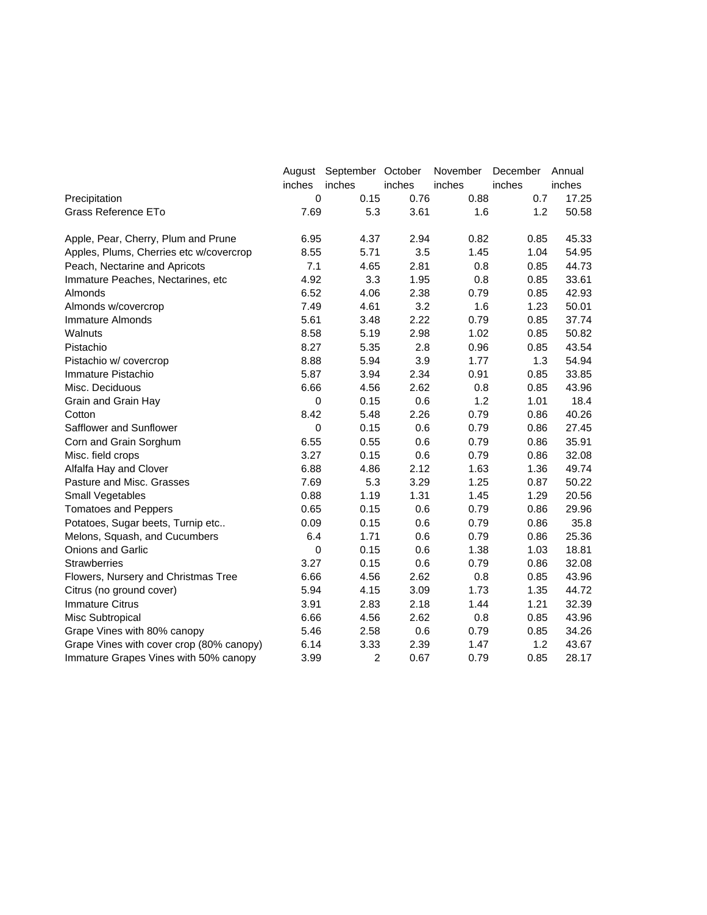| | August inches | September inches | October inches | November inches | December inches | Annual inches |
|---|---|---|---|---|---|---|
| Precipitation | 0 | 0.15 | 0.76 | 0.88 | 0.7 | 17.25 |
| Grass Reference ETo | 7.69 | 5.3 | 3.61 | 1.6 | 1.2 | 50.58 |
| | | | | | | |
| Apple, Pear, Cherry, Plum and Prune | 6.95 | 4.37 | 2.94 | 0.82 | 0.85 | 45.33 |
| Apples, Plums, Cherries etc w/covercrop | 8.55 | 5.71 | 3.5 | 1.45 | 1.04 | 54.95 |
| Peach, Nectarine and Apricots | 7.1 | 4.65 | 2.81 | 0.8 | 0.85 | 44.73 |
| Immature Peaches, Nectarines, etc | 4.92 | 3.3 | 1.95 | 0.8 | 0.85 | 33.61 |
| Almonds | 6.52 | 4.06 | 2.38 | 0.79 | 0.85 | 42.93 |
| Almonds w/covercrop | 7.49 | 4.61 | 3.2 | 1.6 | 1.23 | 50.01 |
| Immature Almonds | 5.61 | 3.48 | 2.22 | 0.79 | 0.85 | 37.74 |
| Walnuts | 8.58 | 5.19 | 2.98 | 1.02 | 0.85 | 50.82 |
| Pistachio | 8.27 | 5.35 | 2.8 | 0.96 | 0.85 | 43.54 |
| Pistachio w/ covercrop | 8.88 | 5.94 | 3.9 | 1.77 | 1.3 | 54.94 |
| Immature Pistachio | 5.87 | 3.94 | 2.34 | 0.91 | 0.85 | 33.85 |
| Misc. Deciduous | 6.66 | 4.56 | 2.62 | 0.8 | 0.85 | 43.96 |
| Grain and Grain Hay | 0 | 0.15 | 0.6 | 1.2 | 1.01 | 18.4 |
| Cotton | 8.42 | 5.48 | 2.26 | 0.79 | 0.86 | 40.26 |
| Safflower and Sunflower | 0 | 0.15 | 0.6 | 0.79 | 0.86 | 27.45 |
| Corn and Grain Sorghum | 6.55 | 0.55 | 0.6 | 0.79 | 0.86 | 35.91 |
| Misc. field crops | 3.27 | 0.15 | 0.6 | 0.79 | 0.86 | 32.08 |
| Alfalfa Hay and Clover | 6.88 | 4.86 | 2.12 | 1.63 | 1.36 | 49.74 |
| Pasture and Misc. Grasses | 7.69 | 5.3 | 3.29 | 1.25 | 0.87 | 50.22 |
| Small Vegetables | 0.88 | 1.19 | 1.31 | 1.45 | 1.29 | 20.56 |
| Tomatoes and Peppers | 0.65 | 0.15 | 0.6 | 0.79 | 0.86 | 29.96 |
| Potatoes, Sugar beets, Turnip etc.. | 0.09 | 0.15 | 0.6 | 0.79 | 0.86 | 35.8 |
| Melons, Squash, and Cucumbers | 6.4 | 1.71 | 0.6 | 0.79 | 0.86 | 25.36 |
| Onions and Garlic | 0 | 0.15 | 0.6 | 1.38 | 1.03 | 18.81 |
| Strawberries | 3.27 | 0.15 | 0.6 | 0.79 | 0.86 | 32.08 |
| Flowers, Nursery and Christmas Tree | 6.66 | 4.56 | 2.62 | 0.8 | 0.85 | 43.96 |
| Citrus (no ground cover) | 5.94 | 4.15 | 3.09 | 1.73 | 1.35 | 44.72 |
| Immature Citrus | 3.91 | 2.83 | 2.18 | 1.44 | 1.21 | 32.39 |
| Misc Subtropical | 6.66 | 4.56 | 2.62 | 0.8 | 0.85 | 43.96 |
| Grape Vines with 80% canopy | 5.46 | 2.58 | 0.6 | 0.79 | 0.85 | 34.26 |
| Grape Vines with cover crop (80% canopy) | 6.14 | 3.33 | 2.39 | 1.47 | 1.2 | 43.67 |
| Immature Grapes Vines with 50% canopy | 3.99 | 2 | 0.67 | 0.79 | 0.85 | 28.17 |